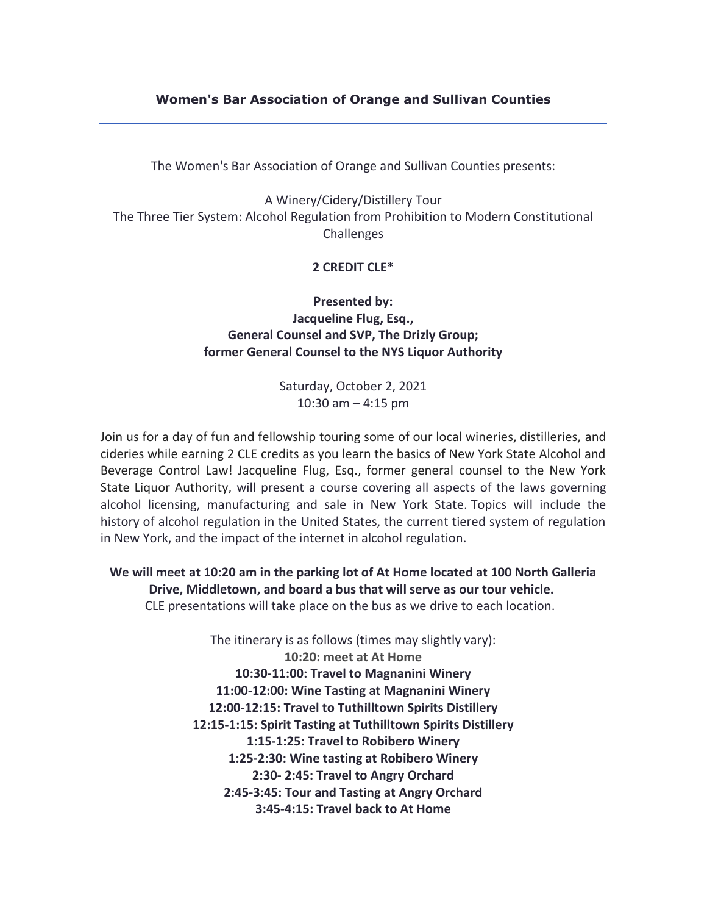## Women's Bar Association of Orange and Sullivan Counties

---

The Women's Bar Association of Orange and Sullivan Counties presents:

A Winery/Cidery/Distillery Tour
The Three Tier System: Alcohol Regulation from Prohibition to Modern Constitutional Challenges

**2 CREDIT CLE***

**Presented by:**
**Jacqueline Flug, Esq.,**
**General Counsel and SVP, The Drizly Group;**
**former General Counsel to the NYS Liquor Authority**

Saturday, October 2, 2021
10:30 am – 4:15 pm

Join us for a day of fun and fellowship touring some of our local wineries, distilleries, and cideries while earning 2 CLE credits as you learn the basics of New York State Alcohol and Beverage Control Law! Jacqueline Flug, Esq., former general counsel to the New York State Liquor Authority, will present a course covering all aspects of the laws governing alcohol licensing, manufacturing and sale in New York State. Topics will include the history of alcohol regulation in the United States, the current tiered system of regulation in New York, and the impact of the internet in alcohol regulation.

**We will meet at 10:20 am in the parking lot of At Home located at 100 North Galleria Drive, Middletown, and board a bus that will serve as our tour vehicle.**
CLE presentations will take place on the bus as we drive to each location.

The itinerary is as follows (times may slightly vary):
**10:20: meet at At Home**
**10:30-11:00: Travel to Magnanini Winery**
**11:00-12:00: Wine Tasting at Magnanini Winery**
**12:00-12:15: Travel to Tuthilltown Spirits Distillery**
**12:15-1:15: Spirit Tasting at Tuthilltown Spirits Distillery**
**1:15-1:25: Travel to Robibero Winery**
**1:25-2:30: Wine tasting at Robibero Winery**
**2:30- 2:45: Travel to Angry Orchard**
**2:45-3:45: Tour and Tasting at Angry Orchard**
**3:45-4:15: Travel back to At Home**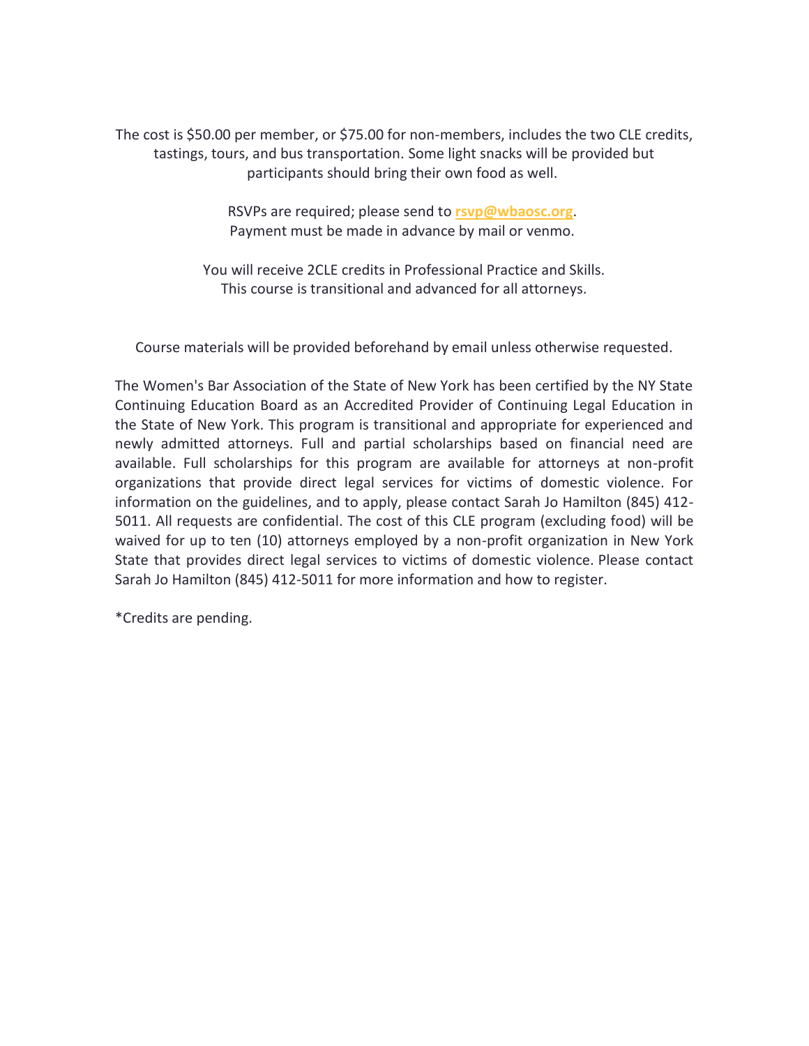The cost is $50.00 per member, or $75.00 for non-members, includes the two CLE credits, tastings, tours, and bus transportation. Some light snacks will be provided but participants should bring their own food as well.

RSVPs are required; please send to **rsvp@wbaosc.org**.
Payment must be made in advance by mail or venmo.

You will receive 2CLE credits in Professional Practice and Skills.
This course is transitional and advanced for all attorneys.

Course materials will be provided beforehand by email unless otherwise requested.

The Women's Bar Association of the State of New York has been certified by the NY State Continuing Education Board as an Accredited Provider of Continuing Legal Education in the State of New York. This program is transitional and appropriate for experienced and newly admitted attorneys. Full and partial scholarships based on financial need are available. Full scholarships for this program are available for attorneys at non-profit organizations that provide direct legal services for victims of domestic violence. For information on the guidelines, and to apply, please contact Sarah Jo Hamilton (845) 412-5011. All requests are confidential. The cost of this CLE program (excluding food) will be waived for up to ten (10) attorneys employed by a non-profit organization in New York State that provides direct legal services to victims of domestic violence. Please contact Sarah Jo Hamilton (845) 412-5011 for more information and how to register.

*Credits are pending.